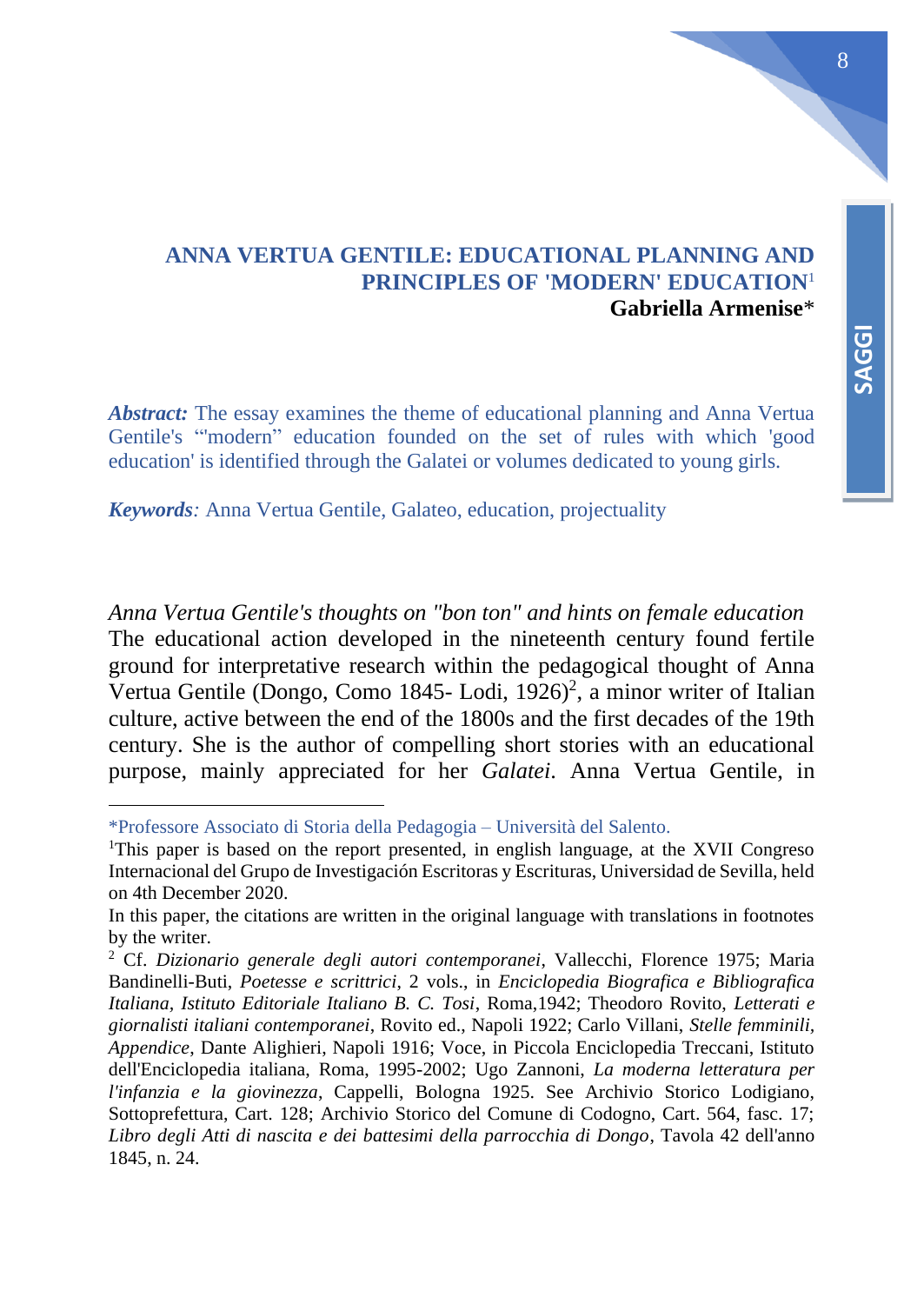# ANNA VERTUA GENTILE: EDUCATIONAL PLANNING AND PRINCIPLES OF 'MODERN' EDUCATION[1]

**Gabriella Armenise***

***Abstract:*** The essay examines the theme of educational planning and Anna Vertua Gentile's "'modern" education founded on the set of rules with which 'good education' is identified through the Galatei or volumes dedicated to young girls.

***Keywords**:* Anna Vertua Gentile, Galateo, education, projectuality

*Anna Vertua Gentile's thoughts on "bon ton" and hints on female education*

The educational action developed in the nineteenth century found fertile ground for interpretative research within the pedagogical thought of Anna Vertua Gentile (Dongo, Como 1845- Lodi, 1926)[2], a minor writer of Italian culture, active between the end of the 1800s and the first decades of the 19th century. She is the author of compelling short stories with an educational purpose, mainly appreciated for her *Galatei*. Anna Vertua Gentile, in

---

*Professore Associato di Storia della Pedagogia – Università del Salento.

[1]This paper is based on the report presented, in english language, at the XVII Congreso Internacional del Grupo de Investigación Escritoras y Escrituras, Universidad de Sevilla, held on 4th December 2020.

In this paper, the citations are written in the original language with translations in footnotes by the writer.

[2] Cf. *Dizionario generale degli autori contemporanei*, Vallecchi, Florence 1975; Maria Bandinelli-Buti, *Poetesse e scrittrici*, 2 vols., in *Enciclopedia Biografica e Bibliografica Italiana, Istituto Editoriale Italiano B. C. Tosi*, Roma,1942; Theodoro Rovito, *Letterati e giornalisti italiani contemporanei*, Rovito ed., Napoli 1922; Carlo Villani, *Stelle femminili, Appendice*, Dante Alighieri, Napoli 1916; Voce, in Piccola Enciclopedia Treccani, Istituto dell'Enciclopedia italiana, Roma, 1995-2002; Ugo Zannoni, *La moderna letteratura per l'infanzia e la giovinezza*, Cappelli, Bologna 1925. See Archivio Storico Lodigiano, Sottoprefettura, Cart. 128; Archivio Storico del Comune di Codogno, Cart. 564, fasc. 17; *Libro degli Atti di nascita e dei battesimi della parrocchia di Dongo*, Tavola 42 dell'anno 1845, n. 24.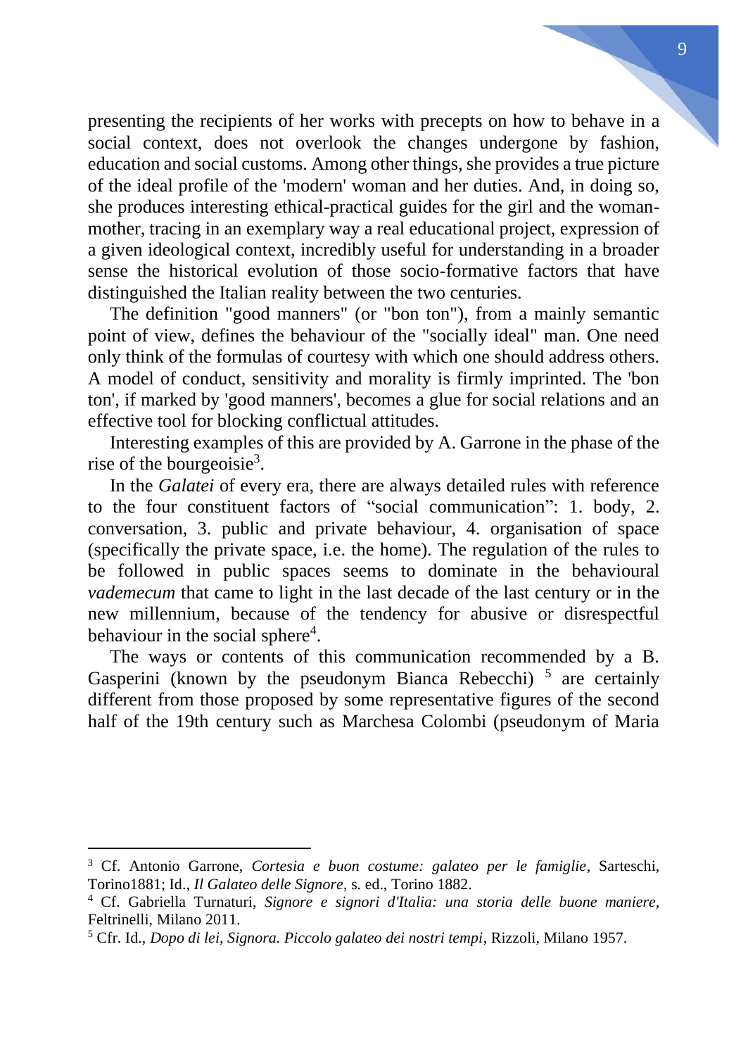presenting the recipients of her works with precepts on how to behave in a social context, does not overlook the changes undergone by fashion, education and social customs. Among other things, she provides a true picture of the ideal profile of the 'modern' woman and her duties. And, in doing so, she produces interesting ethical-practical guides for the girl and the woman-mother, tracing in an exemplary way a real educational project, expression of a given ideological context, incredibly useful for understanding in a broader sense the historical evolution of those socio-formative factors that have distinguished the Italian reality between the two centuries.

The definition "good manners" (or "bon ton"), from a mainly semantic point of view, defines the behaviour of the "socially ideal" man. One need only think of the formulas of courtesy with which one should address others. A model of conduct, sensitivity and morality is firmly imprinted. The 'bon ton', if marked by 'good manners', becomes a glue for social relations and an effective tool for blocking conflictual attitudes.

Interesting examples of this are provided by A. Garrone in the phase of the rise of the bourgeoisie[3].

In the *Galatei* of every era, there are always detailed rules with reference to the four constituent factors of "social communication": 1. body, 2. conversation, 3. public and private behaviour, 4. organisation of space (specifically the private space, i.e. the home). The regulation of the rules to be followed in public spaces seems to dominate in the behavioural *vademecum* that came to light in the last decade of the last century or in the new millennium, because of the tendency for abusive or disrespectful behaviour in the social sphere[4].

The ways or contents of this communication recommended by a B. Gasperini (known by the pseudonym Bianca Rebecchi) [5] are certainly different from those proposed by some representative figures of the second half of the 19th century such as Marchesa Colombi (pseudonym of Maria

---

[3] Cf. Antonio Garrone, *Cortesia e buon costume: galateo per le famiglie*, Sarteschi, Torino1881; Id., *Il Galateo delle Signore*, s. ed., Torino 1882.

[4] Cf. Gabriella Turnaturi, *Signore e signori d'Italia: una storia delle buone maniere*, Feltrinelli, Milano 2011.

[5] Cfr. Id., *Dopo di lei, Signora. Piccolo galateo dei nostri tempi*, Rizzoli, Milano 1957.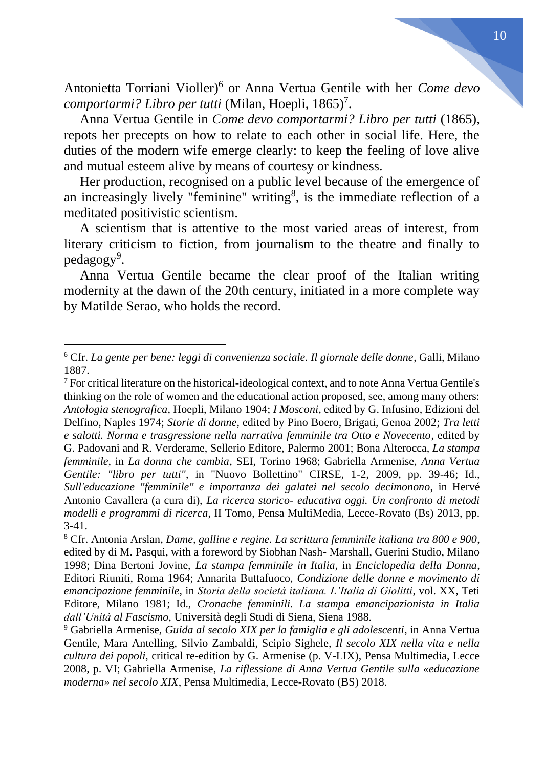Antonietta Torriani Violler)[6] or Anna Vertua Gentile with her *Come devo comportarmi? Libro per tutti* (Milan, Hoepli, 1865)[7].

Anna Vertua Gentile in *Come devo comportarmi? Libro per tutti* (1865), repots her precepts on how to relate to each other in social life. Here, the duties of the modern wife emerge clearly: to keep the feeling of love alive and mutual esteem alive by means of courtesy or kindness.

Her production, recognised on a public level because of the emergence of an increasingly lively "feminine" writing[8], is the immediate reflection of a meditated positivistic scientism.

A scientism that is attentive to the most varied areas of interest, from literary criticism to fiction, from journalism to the theatre and finally to pedagogy[9].

Anna Vertua Gentile became the clear proof of the Italian writing modernity at the dawn of the 20th century, initiated in a more complete way by Matilde Serao, who holds the record.

---

[6] Cfr. *La gente per bene: leggi di convenienza sociale. Il giornale delle donne*, Galli, Milano 1887.

[7] For critical literature on the historical-ideological context, and to note Anna Vertua Gentile's thinking on the role of women and the educational action proposed, see, among many others: *Antologia stenografica*, Hoepli, Milano 1904; *I Mosconi*, edited by G. Infusino, Edizioni del Delfino, Naples 1974; *Storie di donne*, edited by Pino Boero, Brigati, Genoa 2002; *Tra letti e salotti. Norma e trasgressione nella narrativa femminile tra Otto e Novecento*, edited by G. Padovani and R. Verderame, Sellerio Editore, Palermo 2001; Bona Alterocca, *La stampa femminile*, in *La donna che cambia*, SEI, Torino 1968; Gabriella Armenise, *Anna Vertua Gentile: "libro per tutti"*, in "Nuovo Bollettino" CIRSE, 1-2, 2009, pp. 39-46; Id., *Sull'educazione "femminile" e importanza dei galatei nel secolo decimonono*, in Hervé Antonio Cavallera (a cura di), *La ricerca storico- educativa oggi. Un confronto di metodi modelli e programmi di ricerca*, II Tomo, Pensa MultiMedia, Lecce-Rovato (Bs) 2013, pp. 3-41.

[8] Cfr. Antonia Arslan, *Dame, galline e regine. La scrittura femminile italiana tra 800 e 900*, edited by di M. Pasqui, with a foreword by Siobhan Nash- Marshall, Guerini Studio, Milano 1998; Dina Bertoni Jovine, *La stampa femminile in Italia*, in *Enciclopedia della Donna*, Editori Riuniti, Roma 1964; Annarita Buttafuoco, *Condizione delle donne e movimento di emancipazione femminile*, in *Storia della società italiana. L'Italia di Giolitti*, vol. XX, Teti Editore, Milano 1981; Id., *Cronache femminili. La stampa emancipazionista in Italia dall'Unità al Fascismo*, Università degli Studi di Siena, Siena 1988.

[9] Gabriella Armenise, *Guida al secolo XIX per la famiglia e gli adolescenti*, in Anna Vertua Gentile, Mara Antelling, Silvio Zambaldi, Scipio Sighele, *Il secolo XIX nella vita e nella cultura dei popoli*, critical re-edition by G. Armenise (p. V-LIX), Pensa Multimedia, Lecce 2008, p. VI; Gabriella Armenise, *La riflessione di Anna Vertua Gentile sulla «educazione moderna» nel secolo XIX*, Pensa Multimedia, Lecce-Rovato (BS) 2018.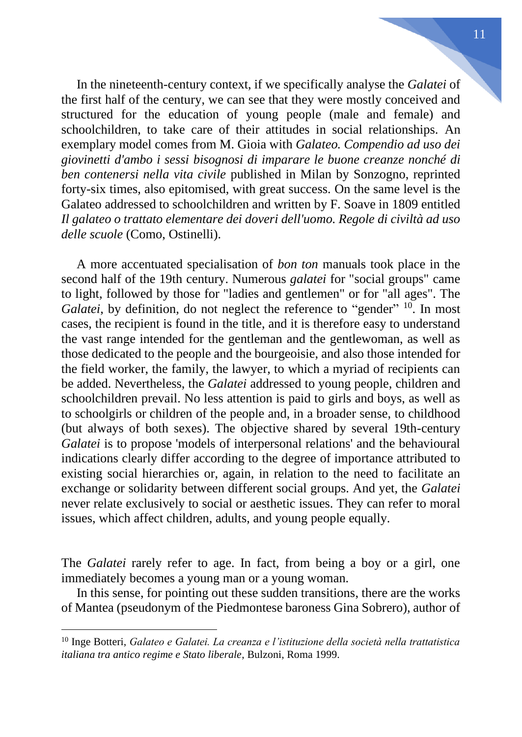In the nineteenth-century context, if we specifically analyse the *Galatei* of the first half of the century, we can see that they were mostly conceived and structured for the education of young people (male and female) and schoolchildren, to take care of their attitudes in social relationships. An exemplary model comes from M. Gioia with *Galateo. Compendio ad uso dei giovinetti d'ambo i sessi bisognosi di imparare le buone creanze nonché di ben contenersi nella vita civile* published in Milan by Sonzogno, reprinted forty-six times, also epitomised, with great success. On the same level is the Galateo addressed to schoolchildren and written by F. Soave in 1809 entitled *Il galateo o trattato elementare dei doveri dell'uomo. Regole di civiltà ad uso delle scuole* (Como, Ostinelli).

A more accentuated specialisation of *bon ton* manuals took place in the second half of the 19th century. Numerous *galatei* for "social groups" came to light, followed by those for "ladies and gentlemen" or for "all ages". The *Galatei*, by definition, do not neglect the reference to "gender" [10]. In most cases, the recipient is found in the title, and it is therefore easy to understand the vast range intended for the gentleman and the gentlewoman, as well as those dedicated to the people and the bourgeoisie, and also those intended for the field worker, the family, the lawyer, to which a myriad of recipients can be added. Nevertheless, the *Galatei* addressed to young people, children and schoolchildren prevail. No less attention is paid to girls and boys, as well as to schoolgirls or children of the people and, in a broader sense, to childhood (but always of both sexes). The objective shared by several 19th-century *Galatei* is to propose 'models of interpersonal relations' and the behavioural indications clearly differ according to the degree of importance attributed to existing social hierarchies or, again, in relation to the need to facilitate an exchange or solidarity between different social groups. And yet, the *Galatei* never relate exclusively to social or aesthetic issues. They can refer to moral issues, which affect children, adults, and young people equally.

The *Galatei* rarely refer to age. In fact, from being a boy or a girl, one immediately becomes a young man or a young woman.

In this sense, for pointing out these sudden transitions, there are the works of Mantea (pseudonym of the Piedmontese baroness Gina Sobrero), author of

---

[10] Inge Botteri, *Galateo e Galatei. La creanza e l'istituzione della società nella trattatistica italiana tra antico regime e Stato liberale*, Bulzoni, Roma 1999.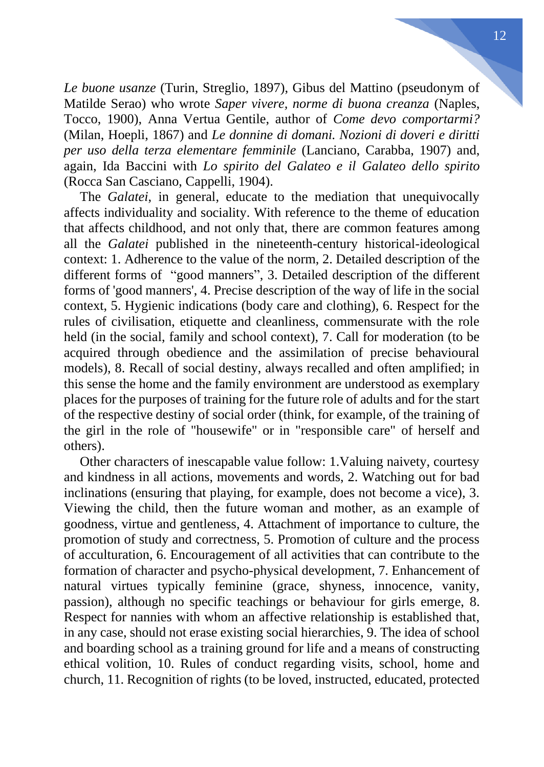*Le buone usanze* (Turin, Streglio, 1897), Gibus del Mattino (pseudonym of Matilde Serao) who wrote *Saper vivere, norme di buona creanza* (Naples, Tocco, 1900), Anna Vertua Gentile, author of *Come devo comportarmi?* (Milan, Hoepli, 1867) and *Le donnine di domani. Nozioni di doveri e diritti per uso della terza elementare femminile* (Lanciano, Carabba, 1907) and, again, Ida Baccini with *Lo spirito del Galateo e il Galateo dello spirito* (Rocca San Casciano, Cappelli, 1904).

The *Galatei*, in general, educate to the mediation that unequivocally affects individuality and sociality. With reference to the theme of education that affects childhood, and not only that, there are common features among all the *Galatei* published in the nineteenth-century historical-ideological context: 1. Adherence to the value of the norm, 2. Detailed description of the different forms of "good manners", 3. Detailed description of the different forms of 'good manners', 4. Precise description of the way of life in the social context, 5. Hygienic indications (body care and clothing), 6. Respect for the rules of civilisation, etiquette and cleanliness, commensurate with the role held (in the social, family and school context), 7. Call for moderation (to be acquired through obedience and the assimilation of precise behavioural models), 8. Recall of social destiny, always recalled and often amplified; in this sense the home and the family environment are understood as exemplary places for the purposes of training for the future role of adults and for the start of the respective destiny of social order (think, for example, of the training of the girl in the role of "housewife" or in "responsible care" of herself and others).

Other characters of inescapable value follow: 1.Valuing naivety, courtesy and kindness in all actions, movements and words, 2. Watching out for bad inclinations (ensuring that playing, for example, does not become a vice), 3. Viewing the child, then the future woman and mother, as an example of goodness, virtue and gentleness, 4. Attachment of importance to culture, the promotion of study and correctness, 5. Promotion of culture and the process of acculturation, 6. Encouragement of all activities that can contribute to the formation of character and psycho-physical development, 7. Enhancement of natural virtues typically feminine (grace, shyness, innocence, vanity, passion), although no specific teachings or behaviour for girls emerge, 8. Respect for nannies with whom an affective relationship is established that, in any case, should not erase existing social hierarchies, 9. The idea of school and boarding school as a training ground for life and a means of constructing ethical volition, 10. Rules of conduct regarding visits, school, home and church, 11. Recognition of rights (to be loved, instructed, educated, protected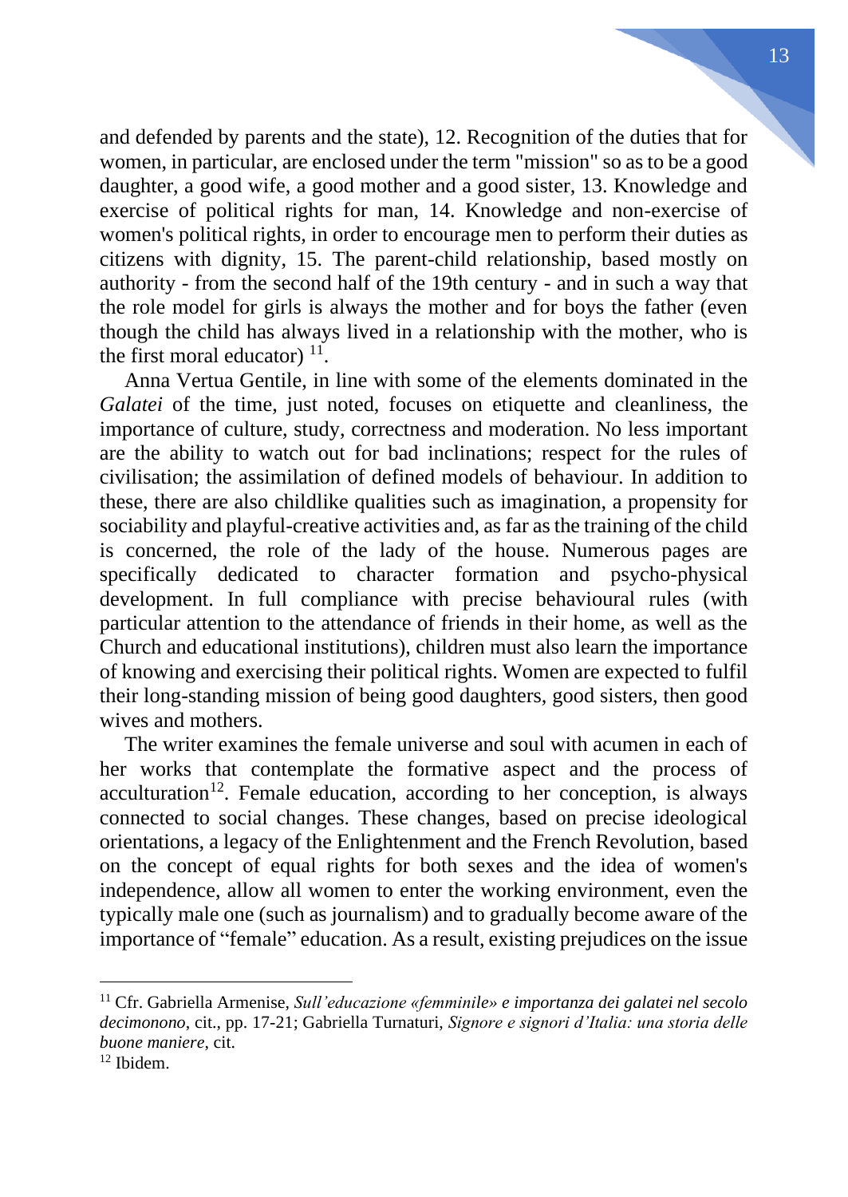and defended by parents and the state), 12. Recognition of the duties that for women, in particular, are enclosed under the term "mission" so as to be a good daughter, a good wife, a good mother and a good sister, 13. Knowledge and exercise of political rights for man, 14. Knowledge and non-exercise of women's political rights, in order to encourage men to perform their duties as citizens with dignity, 15. The parent-child relationship, based mostly on authority - from the second half of the 19th century - and in such a way that the role model for girls is always the mother and for boys the father (even though the child has always lived in a relationship with the mother, who is the first moral educator) [11].

Anna Vertua Gentile, in line with some of the elements dominated in the *Galatei* of the time, just noted, focuses on etiquette and cleanliness, the importance of culture, study, correctness and moderation. No less important are the ability to watch out for bad inclinations; respect for the rules of civilisation; the assimilation of defined models of behaviour. In addition to these, there are also childlike qualities such as imagination, a propensity for sociability and playful-creative activities and, as far as the training of the child is concerned, the role of the lady of the house. Numerous pages are specifically dedicated to character formation and psycho-physical development. In full compliance with precise behavioural rules (with particular attention to the attendance of friends in their home, as well as the Church and educational institutions), children must also learn the importance of knowing and exercising their political rights. Women are expected to fulfil their long-standing mission of being good daughters, good sisters, then good wives and mothers.

The writer examines the female universe and soul with acumen in each of her works that contemplate the formative aspect and the process of acculturation[12]. Female education, according to her conception, is always connected to social changes. These changes, based on precise ideological orientations, a legacy of the Enlightenment and the French Revolution, based on the concept of equal rights for both sexes and the idea of women's independence, allow all women to enter the working environment, even the typically male one (such as journalism) and to gradually become aware of the importance of "female" education. As a result, existing prejudices on the issue

---

[11] Cfr. Gabriella Armenise, *Sull'educazione «femminile» e importanza dei galatei nel secolo decimonono*, cit., pp. 17-21; Gabriella Turnaturi, *Signore e signori d'Italia: una storia delle buone maniere*, cit.

[12] Ibidem.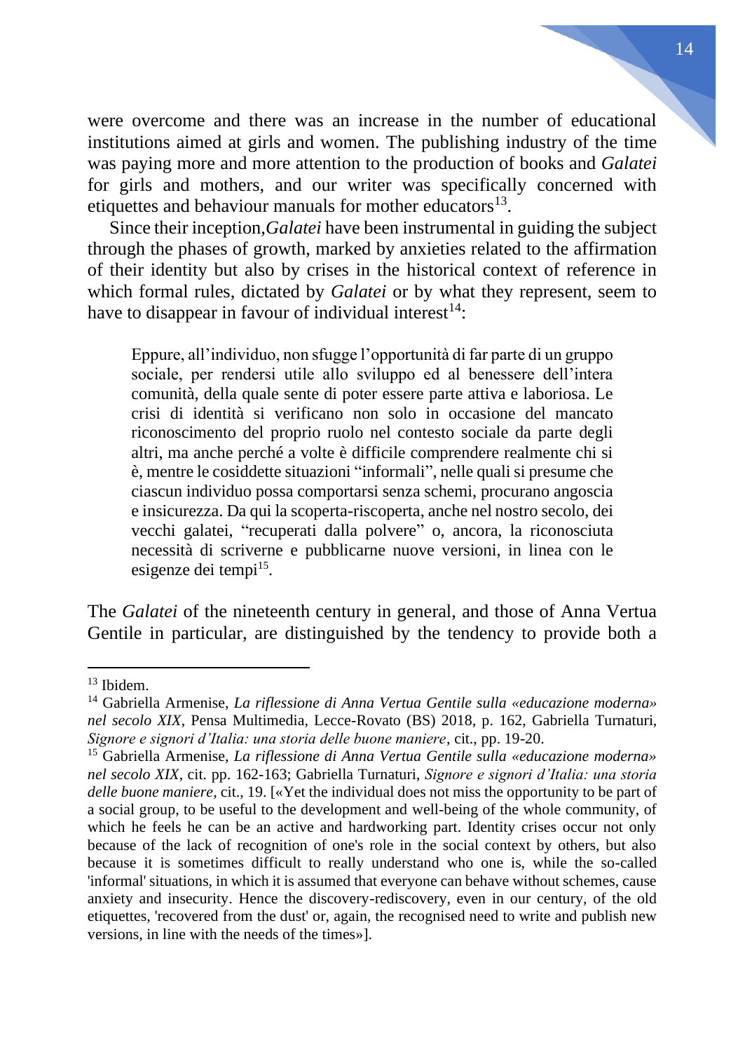were overcome and there was an increase in the number of educational institutions aimed at girls and women. The publishing industry of the time was paying more and more attention to the production of books and *Galatei* for girls and mothers, and our writer was specifically concerned with etiquettes and behaviour manuals for mother educators[13].

Since their inception,*Galatei* have been instrumental in guiding the subject through the phases of growth, marked by anxieties related to the affirmation of their identity but also by crises in the historical context of reference in which formal rules, dictated by *Galatei* or by what they represent, seem to have to disappear in favour of individual interest[14]:

> Eppure, all'individuo, non sfugge l'opportunità di far parte di un gruppo sociale, per rendersi utile allo sviluppo ed al benessere dell'intera comunità, della quale sente di poter essere parte attiva e laboriosa. Le crisi di identità si verificano non solo in occasione del mancato riconoscimento del proprio ruolo nel contesto sociale da parte degli altri, ma anche perché a volte è difficile comprendere realmente chi si è, mentre le cosiddette situazioni "informali", nelle quali si presume che ciascun individuo possa comportarsi senza schemi, procurano angoscia e insicurezza. Da qui la scoperta-riscoperta, anche nel nostro secolo, dei vecchi galatei, "recuperati dalla polvere" o, ancora, la riconosciuta necessità di scriverne e pubblicarne nuove versioni, in linea con le esigenze dei tempi[15].

The *Galatei* of the nineteenth century in general, and those of Anna Vertua Gentile in particular, are distinguished by the tendency to provide both a

---

[13] Ibidem.

[14] Gabriella Armenise, *La riflessione di Anna Vertua Gentile sulla «educazione moderna» nel secolo XIX*, Pensa Multimedia, Lecce-Rovato (BS) 2018, p. 162, Gabriella Turnaturi, *Signore e signori d'Italia: una storia delle buone maniere*, cit., pp. 19-20.

[15] Gabriella Armenise, *La riflessione di Anna Vertua Gentile sulla «educazione moderna» nel secolo XIX*, cit. pp. 162-163; Gabriella Turnaturi, *Signore e signori d'Italia: una storia delle buone maniere*, cit., 19. [«Yet the individual does not miss the opportunity to be part of a social group, to be useful to the development and well-being of the whole community, of which he feels he can be an active and hardworking part. Identity crises occur not only because of the lack of recognition of one's role in the social context by others, but also because it is sometimes difficult to really understand who one is, while the so-called 'informal' situations, in which it is assumed that everyone can behave without schemes, cause anxiety and insecurity. Hence the discovery-rediscovery, even in our century, of the old etiquettes, 'recovered from the dust' or, again, the recognised need to write and publish new versions, in line with the needs of the times»].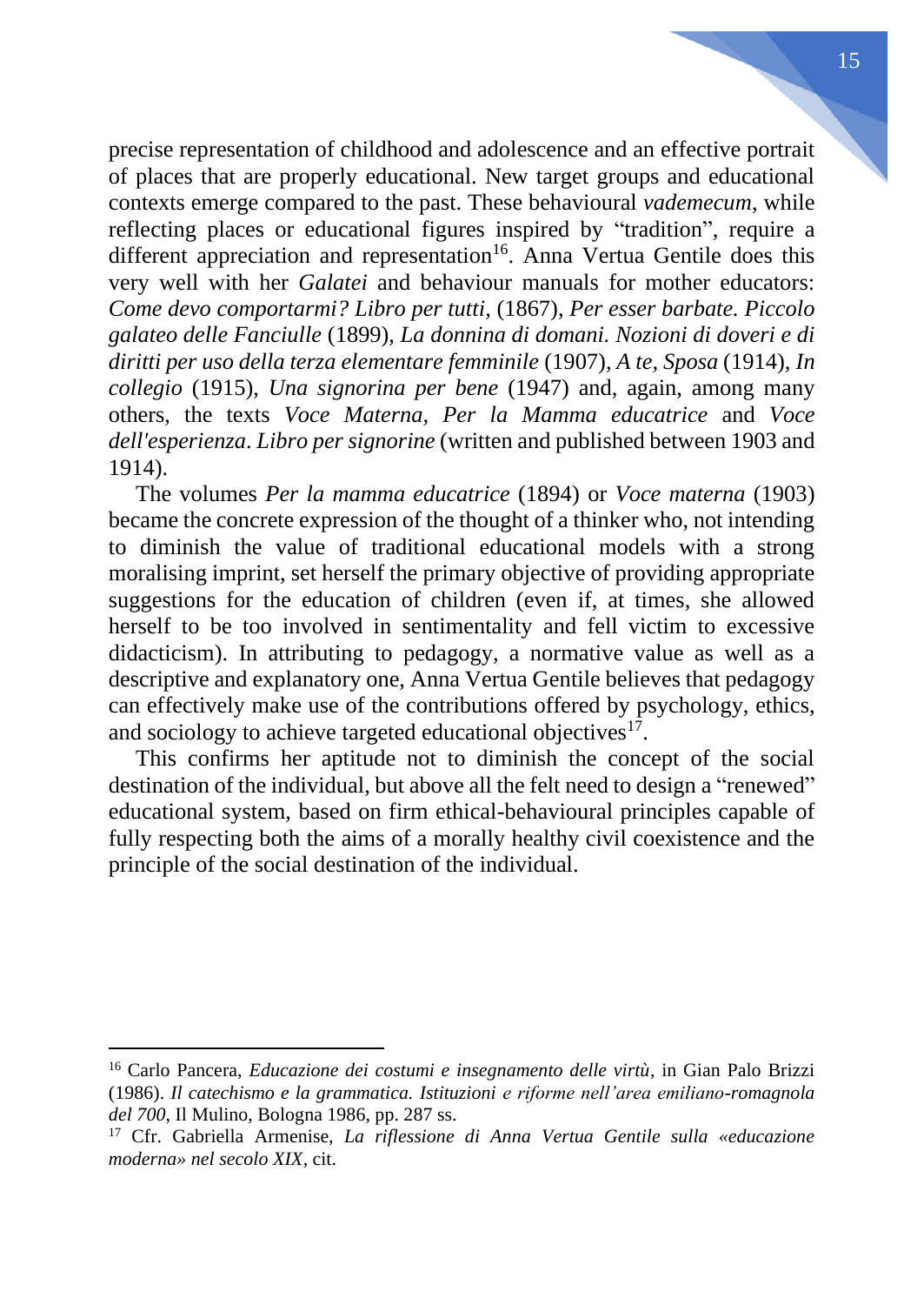precise representation of childhood and adolescence and an effective portrait of places that are properly educational. New target groups and educational contexts emerge compared to the past. These behavioural *vademecum*, while reflecting places or educational figures inspired by "tradition", require a different appreciation and representation[16]. Anna Vertua Gentile does this very well with her *Galatei* and behaviour manuals for mother educators: *Come devo comportarmi? Libro per tutti*, (1867), *Per esser barbate. Piccolo galateo delle Fanciulle* (1899), *La donnina di domani. Nozioni di doveri e di diritti per uso della terza elementare femminile* (1907), *A te, Sposa* (1914), *In collegio* (1915), *Una signorina per bene* (1947) and, again, among many others, the texts *Voce Materna, Per la Mamma educatrice* and *Voce dell'esperienza*. *Libro per signorine* (written and published between 1903 and 1914).

The volumes *Per la mamma educatrice* (1894) or *Voce materna* (1903) became the concrete expression of the thought of a thinker who, not intending to diminish the value of traditional educational models with a strong moralising imprint, set herself the primary objective of providing appropriate suggestions for the education of children (even if, at times, she allowed herself to be too involved in sentimentality and fell victim to excessive didacticism). In attributing to pedagogy, a normative value as well as a descriptive and explanatory one, Anna Vertua Gentile believes that pedagogy can effectively make use of the contributions offered by psychology, ethics, and sociology to achieve targeted educational objectives[17].

This confirms her aptitude not to diminish the concept of the social destination of the individual, but above all the felt need to design a "renewed" educational system, based on firm ethical-behavioural principles capable of fully respecting both the aims of a morally healthy civil coexistence and the principle of the social destination of the individual.

---

[16] Carlo Pancera, *Educazione dei costumi e insegnamento delle virtù*, in Gian Palo Brizzi (1986). *Il catechismo e la grammatica. Istituzioni e riforme nell'area emiliano-romagnola del 700*, Il Mulino, Bologna 1986, pp. 287 ss.

[17] Cfr. Gabriella Armenise, *La riflessione di Anna Vertua Gentile sulla «educazione moderna» nel secolo XIX*, cit.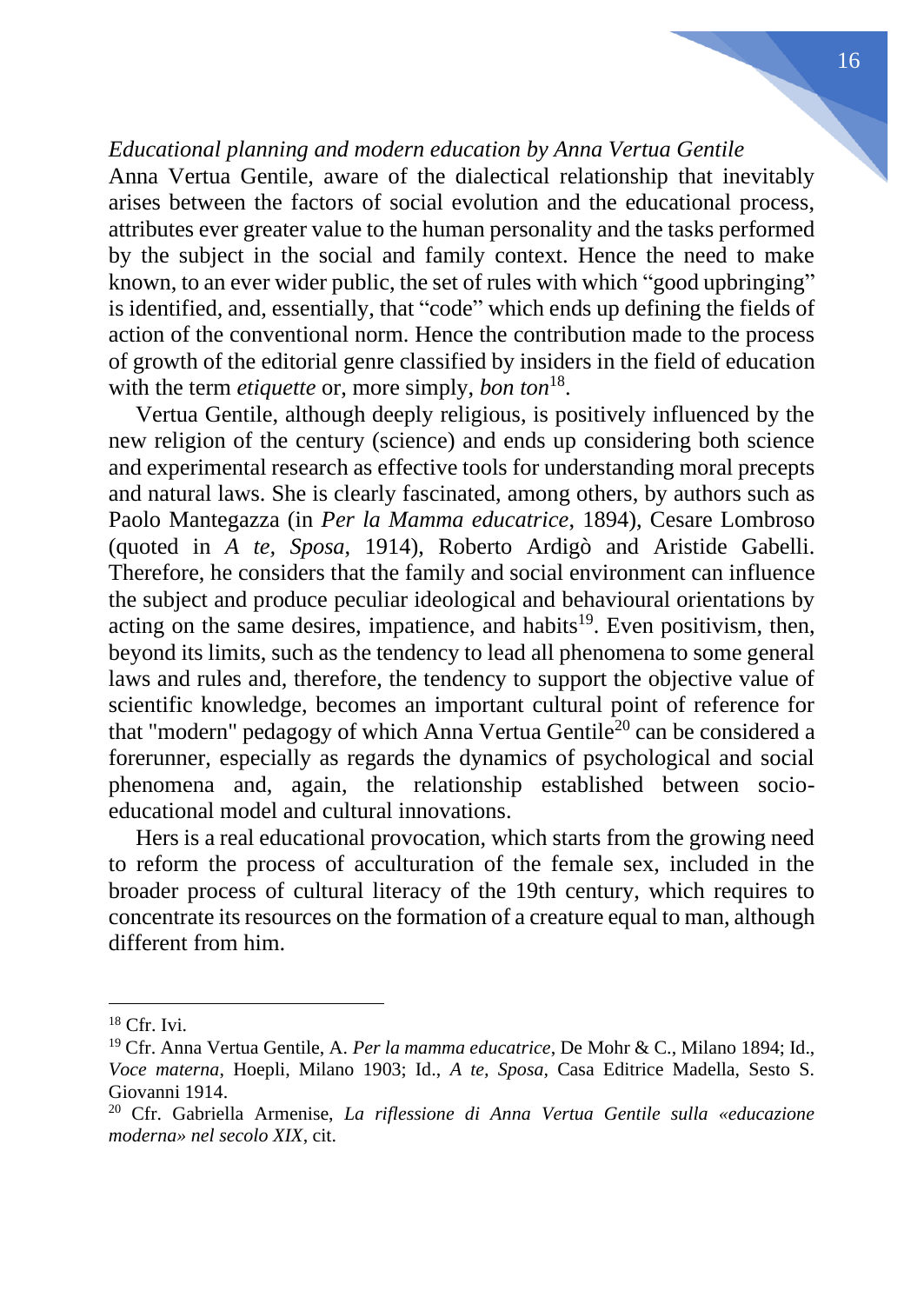*Educational planning and modern education by Anna Vertua Gentile*

Anna Vertua Gentile, aware of the dialectical relationship that inevitably arises between the factors of social evolution and the educational process, attributes ever greater value to the human personality and the tasks performed by the subject in the social and family context. Hence the need to make known, to an ever wider public, the set of rules with which "good upbringing" is identified, and, essentially, that "code" which ends up defining the fields of action of the conventional norm. Hence the contribution made to the process of growth of the editorial genre classified by insiders in the field of education with the term *etiquette* or, more simply, *bon ton*[18].

Vertua Gentile, although deeply religious, is positively influenced by the new religion of the century (science) and ends up considering both science and experimental research as effective tools for understanding moral precepts and natural laws. She is clearly fascinated, among others, by authors such as Paolo Mantegazza (in *Per la Mamma educatrice*, 1894), Cesare Lombroso (quoted in *A te, Sposa*, 1914), Roberto Ardigò and Aristide Gabelli. Therefore, he considers that the family and social environment can influence the subject and produce peculiar ideological and behavioural orientations by acting on the same desires, impatience, and habits[19]. Even positivism, then, beyond its limits, such as the tendency to lead all phenomena to some general laws and rules and, therefore, the tendency to support the objective value of scientific knowledge, becomes an important cultural point of reference for that "modern" pedagogy of which Anna Vertua Gentile[20] can be considered a forerunner, especially as regards the dynamics of psychological and social phenomena and, again, the relationship established between socio-educational model and cultural innovations.

Hers is a real educational provocation, which starts from the growing need to reform the process of acculturation of the female sex, included in the broader process of cultural literacy of the 19th century, which requires to concentrate its resources on the formation of a creature equal to man, although different from him.

---

[18] Cfr. Ivi.

[19] Cfr. Anna Vertua Gentile, A. *Per la mamma educatrice*, De Mohr & C., Milano 1894; Id., *Voce materna*, Hoepli, Milano 1903; Id., *A te, Sposa*, Casa Editrice Madella, Sesto S. Giovanni 1914.

[20] Cfr. Gabriella Armenise, *La riflessione di Anna Vertua Gentile sulla «educazione moderna» nel secolo XIX*, cit.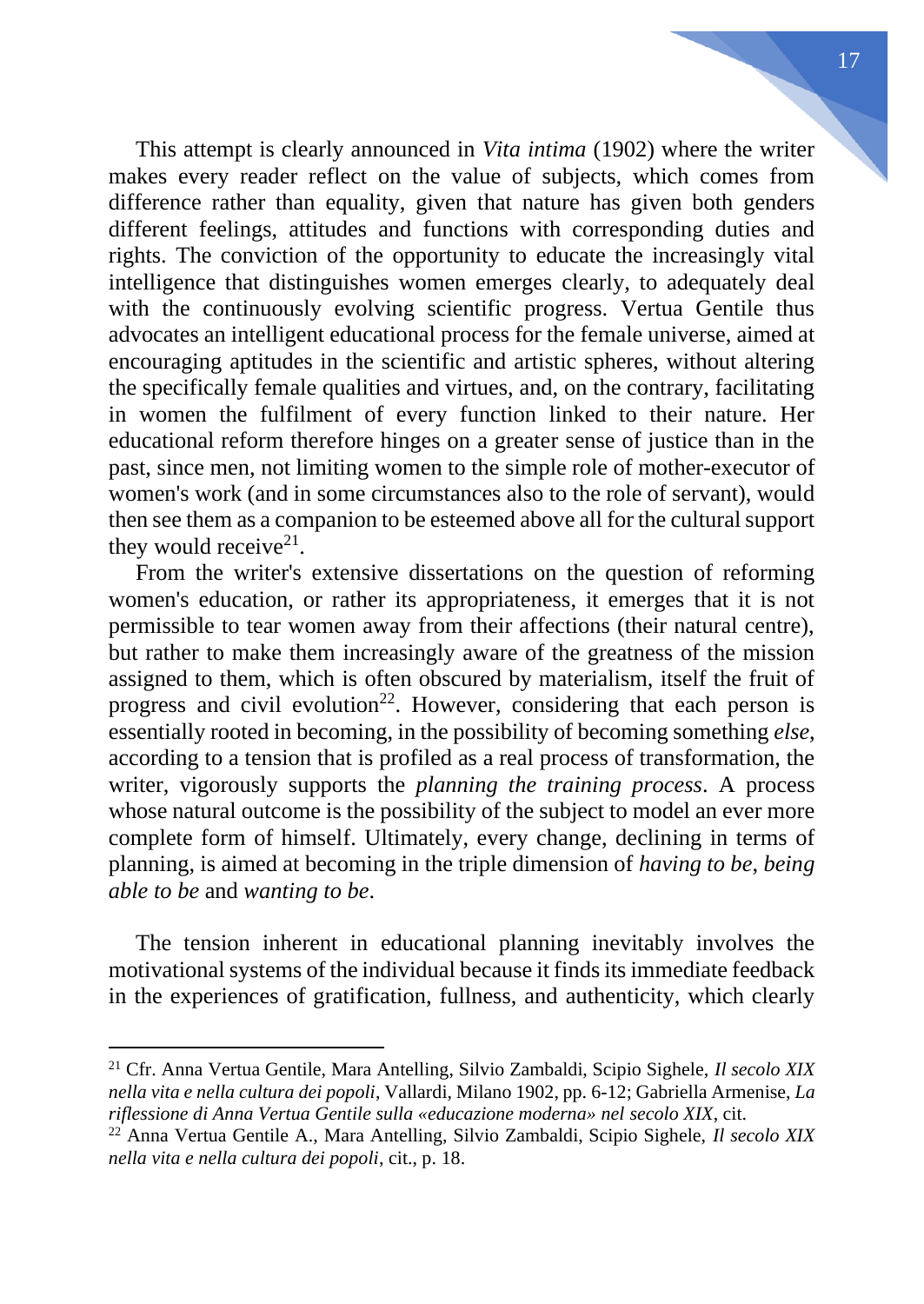This attempt is clearly announced in *Vita intima* (1902) where the writer makes every reader reflect on the value of subjects, which comes from difference rather than equality, given that nature has given both genders different feelings, attitudes and functions with corresponding duties and rights. The conviction of the opportunity to educate the increasingly vital intelligence that distinguishes women emerges clearly, to adequately deal with the continuously evolving scientific progress. Vertua Gentile thus advocates an intelligent educational process for the female universe, aimed at encouraging aptitudes in the scientific and artistic spheres, without altering the specifically female qualities and virtues, and, on the contrary, facilitating in women the fulfilment of every function linked to their nature. Her educational reform therefore hinges on a greater sense of justice than in the past, since men, not limiting women to the simple role of mother-executor of women's work (and in some circumstances also to the role of servant), would then see them as a companion to be esteemed above all for the cultural support they would receive[21].

From the writer's extensive dissertations on the question of reforming women's education, or rather its appropriateness, it emerges that it is not permissible to tear women away from their affections (their natural centre), but rather to make them increasingly aware of the greatness of the mission assigned to them, which is often obscured by materialism, itself the fruit of progress and civil evolution[22]. However, considering that each person is essentially rooted in becoming, in the possibility of becoming something *else*, according to a tension that is profiled as a real process of transformation, the writer, vigorously supports the *planning the training process*. A process whose natural outcome is the possibility of the subject to model an ever more complete form of himself. Ultimately, every change, declining in terms of planning, is aimed at becoming in the triple dimension of *having to be*, *being able to be* and *wanting to be*.

The tension inherent in educational planning inevitably involves the motivational systems of the individual because it finds its immediate feedback in the experiences of gratification, fullness, and authenticity, which clearly

---

[21] Cfr. Anna Vertua Gentile, Mara Antelling, Silvio Zambaldi, Scipio Sighele, *Il secolo XIX nella vita e nella cultura dei popoli*, Vallardi, Milano 1902, pp. 6-12; Gabriella Armenise, *La riflessione di Anna Vertua Gentile sulla «educazione moderna» nel secolo XIX*, cit.

[22] Anna Vertua Gentile A., Mara Antelling, Silvio Zambaldi, Scipio Sighele, *Il secolo XIX nella vita e nella cultura dei popoli*, cit., p. 18.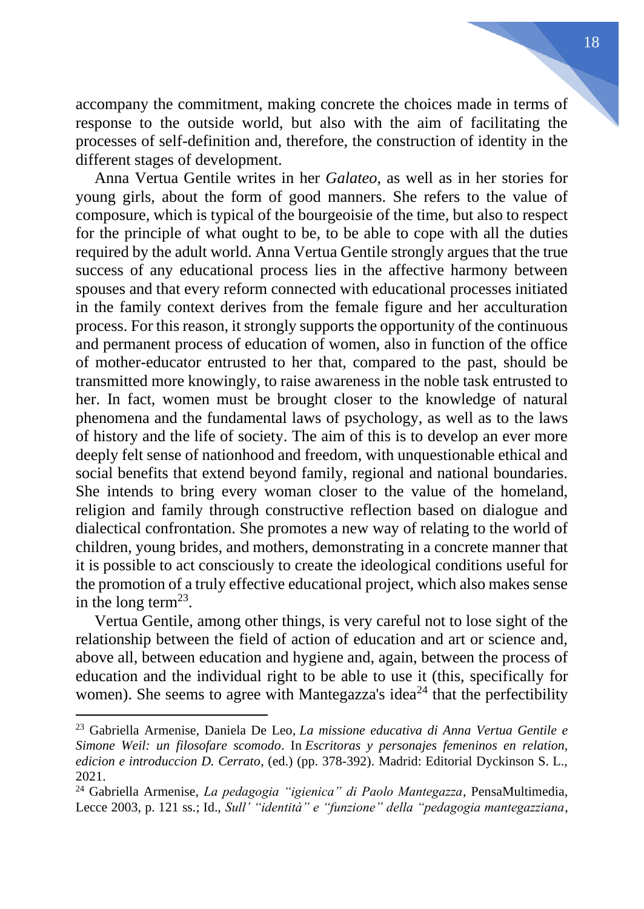accompany the commitment, making concrete the choices made in terms of response to the outside world, but also with the aim of facilitating the processes of self-definition and, therefore, the construction of identity in the different stages of development.

Anna Vertua Gentile writes in her *Galateo*, as well as in her stories for young girls, about the form of good manners. She refers to the value of composure, which is typical of the bourgeoisie of the time, but also to respect for the principle of what ought to be, to be able to cope with all the duties required by the adult world. Anna Vertua Gentile strongly argues that the true success of any educational process lies in the affective harmony between spouses and that every reform connected with educational processes initiated in the family context derives from the female figure and her acculturation process. For this reason, it strongly supports the opportunity of the continuous and permanent process of education of women, also in function of the office of mother-educator entrusted to her that, compared to the past, should be transmitted more knowingly, to raise awareness in the noble task entrusted to her. In fact, women must be brought closer to the knowledge of natural phenomena and the fundamental laws of psychology, as well as to the laws of history and the life of society. The aim of this is to develop an ever more deeply felt sense of nationhood and freedom, with unquestionable ethical and social benefits that extend beyond family, regional and national boundaries. She intends to bring every woman closer to the value of the homeland, religion and family through constructive reflection based on dialogue and dialectical confrontation. She promotes a new way of relating to the world of children, young brides, and mothers, demonstrating in a concrete manner that it is possible to act consciously to create the ideological conditions useful for the promotion of a truly effective educational project, which also makes sense in the long term[23].

Vertua Gentile, among other things, is very careful not to lose sight of the relationship between the field of action of education and art or science and, above all, between education and hygiene and, again, between the process of education and the individual right to be able to use it (this, specifically for women). She seems to agree with Mantegazza's idea[24] that the perfectibility

---

[23] Gabriella Armenise, Daniela De Leo, *La missione educativa di Anna Vertua Gentile e Simone Weil: un filosofare scomodo*. In *Escritoras y personajes femeninos en relation, edicion e introduccion D. Cerrato*, (ed.) (pp. 378-392). Madrid: Editorial Dyckinson S. L., 2021.

[24] Gabriella Armenise, *La pedagogia "igienica" di Paolo Mantegazza*, PensaMultimedia, Lecce 2003, p. 121 ss.; Id., *Sull' "identità" e "funzione" della "pedagogia mantegazziana*,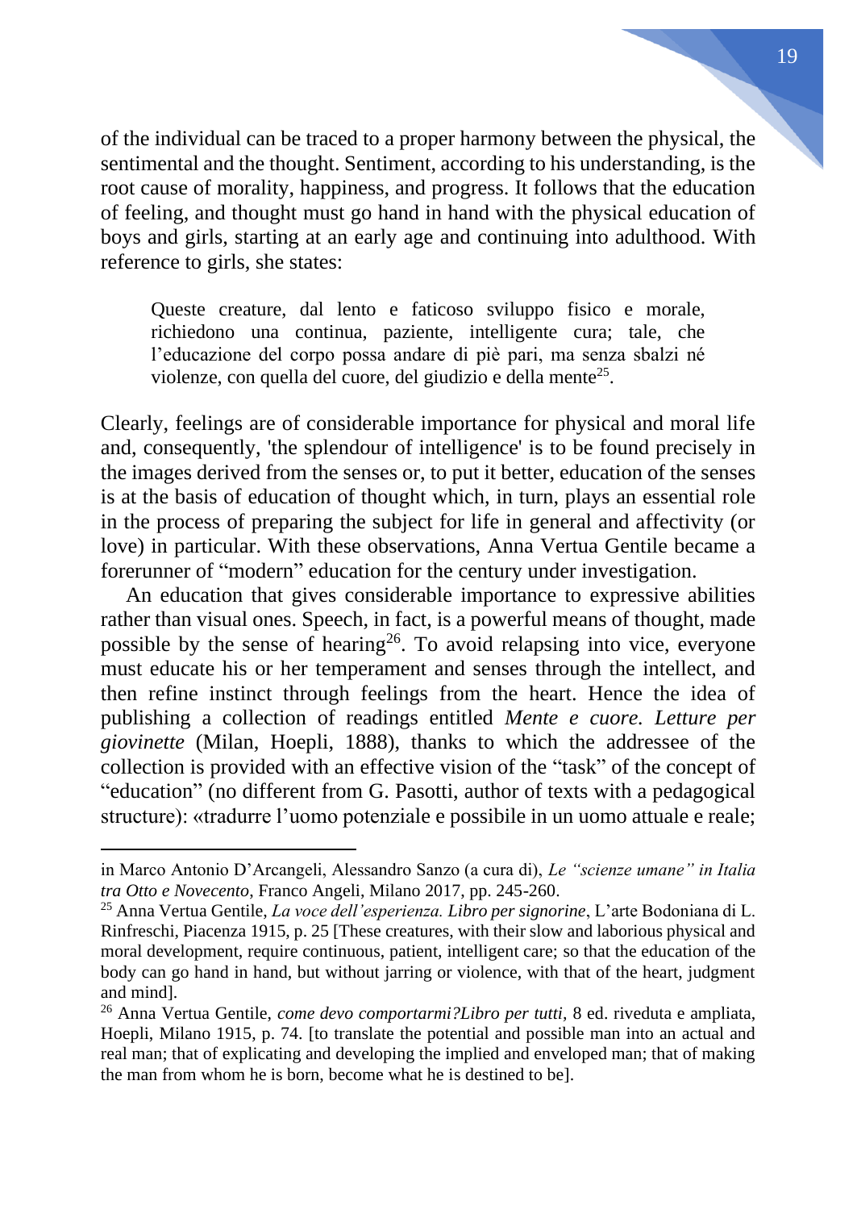of the individual can be traced to a proper harmony between the physical, the sentimental and the thought. Sentiment, according to his understanding, is the root cause of morality, happiness, and progress. It follows that the education of feeling, and thought must go hand in hand with the physical education of boys and girls, starting at an early age and continuing into adulthood. With reference to girls, she states:

> Queste creature, dal lento e faticoso sviluppo fisico e morale, richiedono una continua, paziente, intelligente cura; tale, che l'educazione del corpo possa andare di piè pari, ma senza sbalzi né violenze, con quella del cuore, del giudizio e della mente[25].

Clearly, feelings are of considerable importance for physical and moral life and, consequently, 'the splendour of intelligence' is to be found precisely in the images derived from the senses or, to put it better, education of the senses is at the basis of education of thought which, in turn, plays an essential role in the process of preparing the subject for life in general and affectivity (or love) in particular. With these observations, Anna Vertua Gentile became a forerunner of "modern" education for the century under investigation.

An education that gives considerable importance to expressive abilities rather than visual ones. Speech, in fact, is a powerful means of thought, made possible by the sense of hearing[26]. To avoid relapsing into vice, everyone must educate his or her temperament and senses through the intellect, and then refine instinct through feelings from the heart. Hence the idea of publishing a collection of readings entitled *Mente e cuore. Letture per giovinette* (Milan, Hoepli, 1888), thanks to which the addressee of the collection is provided with an effective vision of the "task" of the concept of "education" (no different from G. Pasotti, author of texts with a pedagogical structure): «tradurre l'uomo potenziale e possibile in un uomo attuale e reale;

---

in Marco Antonio D'Arcangeli, Alessandro Sanzo (a cura di), *Le "scienze umane" in Italia tra Otto e Novecento*, Franco Angeli, Milano 2017, pp. 245-260.

[25] Anna Vertua Gentile, *La voce dell'esperienza. Libro per signorine*, L'arte Bodoniana di L. Rinfreschi, Piacenza 1915, p. 25 [These creatures, with their slow and laborious physical and moral development, require continuous, patient, intelligent care; so that the education of the body can go hand in hand, but without jarring or violence, with that of the heart, judgment and mind].

[26] Anna Vertua Gentile, *come devo comportarmi?Libro per tutti*, 8 ed. riveduta e ampliata, Hoepli, Milano 1915, p. 74. [to translate the potential and possible man into an actual and real man; that of explicating and developing the implied and enveloped man; that of making the man from whom he is born, become what he is destined to be].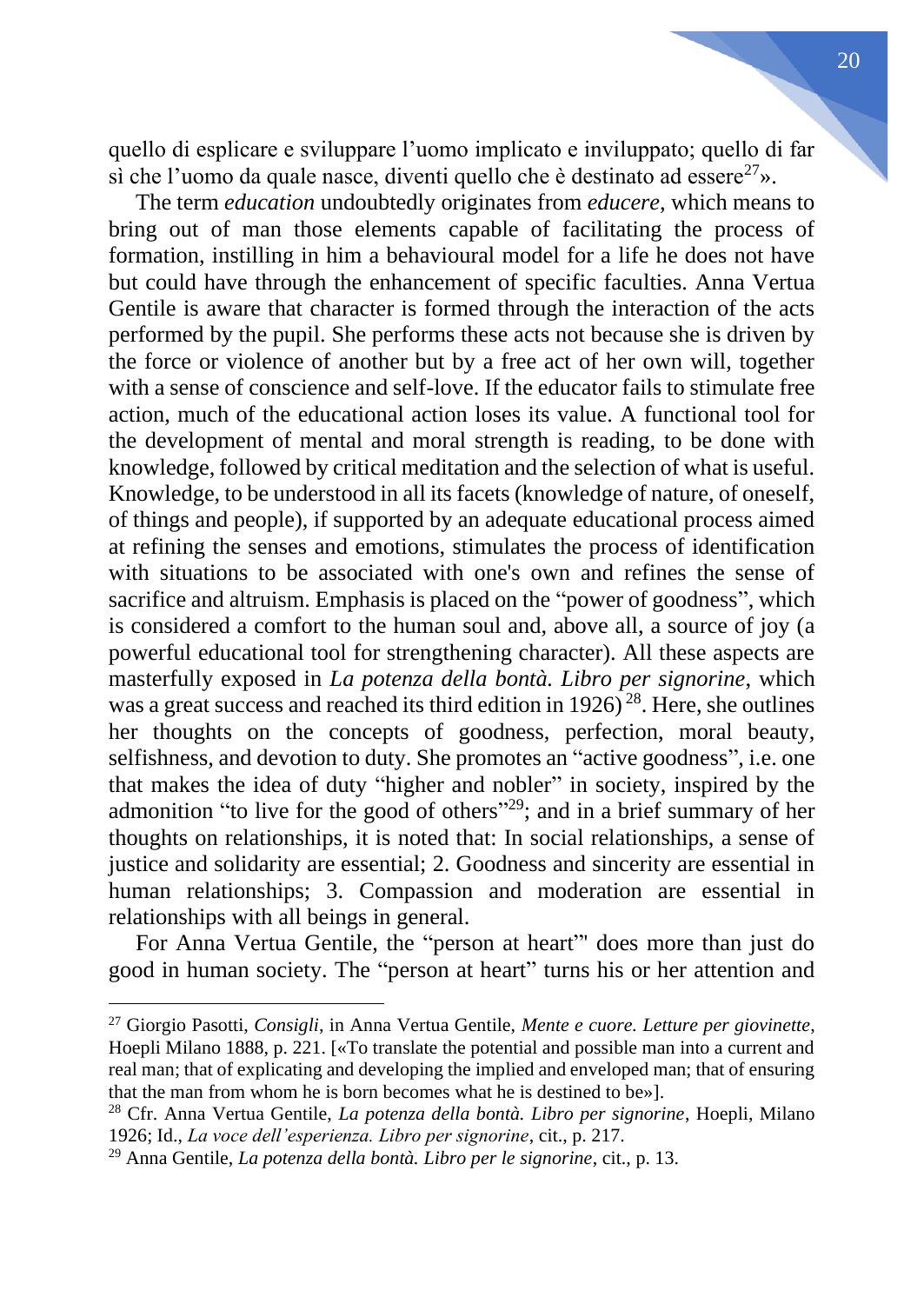quello di esplicare e sviluppare l'uomo implicato e inviluppato; quello di far sì che l'uomo da quale nasce, diventi quello che è destinato ad essere[27]».

The term *education* undoubtedly originates from *educere*, which means to bring out of man those elements capable of facilitating the process of formation, instilling in him a behavioural model for a life he does not have but could have through the enhancement of specific faculties. Anna Vertua Gentile is aware that character is formed through the interaction of the acts performed by the pupil. She performs these acts not because she is driven by the force or violence of another but by a free act of her own will, together with a sense of conscience and self-love. If the educator fails to stimulate free action, much of the educational action loses its value. A functional tool for the development of mental and moral strength is reading, to be done with knowledge, followed by critical meditation and the selection of what is useful. Knowledge, to be understood in all its facets (knowledge of nature, of oneself, of things and people), if supported by an adequate educational process aimed at refining the senses and emotions, stimulates the process of identification with situations to be associated with one's own and refines the sense of sacrifice and altruism. Emphasis is placed on the "power of goodness", which is considered a comfort to the human soul and, above all, a source of joy (a powerful educational tool for strengthening character). All these aspects are masterfully exposed in *La potenza della bontà. Libro per signorine*, which was a great success and reached its third edition in 1926) [28]. Here, she outlines her thoughts on the concepts of goodness, perfection, moral beauty, selfishness, and devotion to duty. She promotes an "active goodness", i.e. one that makes the idea of duty "higher and nobler" in society, inspired by the admonition "to live for the good of others"[29]; and in a brief summary of her thoughts on relationships, it is noted that: In social relationships, a sense of justice and solidarity are essential; 2. Goodness and sincerity are essential in human relationships; 3. Compassion and moderation are essential in relationships with all beings in general.

For Anna Vertua Gentile, the "person at heart"" does more than just do good in human society. The "person at heart" turns his or her attention and

---

[27] Giorgio Pasotti, *Consigli*, in Anna Vertua Gentile, *Mente e cuore. Letture per giovinette*, Hoepli Milano 1888, p. 221. [«To translate the potential and possible man into a current and real man; that of explicating and developing the implied and enveloped man; that of ensuring that the man from whom he is born becomes what he is destined to be»].

[28] Cfr. Anna Vertua Gentile, *La potenza della bontà. Libro per signorine*, Hoepli, Milano 1926; Id., *La voce dell'esperienza. Libro per signorine*, cit., p. 217.

[29] Anna Gentile, *La potenza della bontà. Libro per le signorine*, cit., p. 13.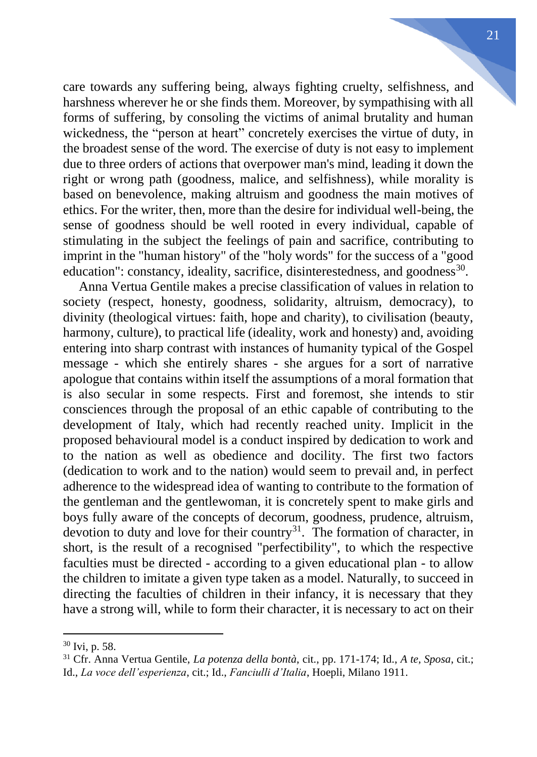care towards any suffering being, always fighting cruelty, selfishness, and harshness wherever he or she finds them. Moreover, by sympathising with all forms of suffering, by consoling the victims of animal brutality and human wickedness, the "person at heart" concretely exercises the virtue of duty, in the broadest sense of the word. The exercise of duty is not easy to implement due to three orders of actions that overpower man's mind, leading it down the right or wrong path (goodness, malice, and selfishness), while morality is based on benevolence, making altruism and goodness the main motives of ethics. For the writer, then, more than the desire for individual well-being, the sense of goodness should be well rooted in every individual, capable of stimulating in the subject the feelings of pain and sacrifice, contributing to imprint in the "human history" of the "holy words" for the success of a "good education": constancy, ideality, sacrifice, disinterestedness, and goodness[30].

Anna Vertua Gentile makes a precise classification of values in relation to society (respect, honesty, goodness, solidarity, altruism, democracy), to divinity (theological virtues: faith, hope and charity), to civilisation (beauty, harmony, culture), to practical life (ideality, work and honesty) and, avoiding entering into sharp contrast with instances of humanity typical of the Gospel message - which she entirely shares - she argues for a sort of narrative apologue that contains within itself the assumptions of a moral formation that is also secular in some respects. First and foremost, she intends to stir consciences through the proposal of an ethic capable of contributing to the development of Italy, which had recently reached unity. Implicit in the proposed behavioural model is a conduct inspired by dedication to work and to the nation as well as obedience and docility. The first two factors (dedication to work and to the nation) would seem to prevail and, in perfect adherence to the widespread idea of wanting to contribute to the formation of the gentleman and the gentlewoman, it is concretely spent to make girls and boys fully aware of the concepts of decorum, goodness, prudence, altruism, devotion to duty and love for their country[31]. The formation of character, in short, is the result of a recognised "perfectibility", to which the respective faculties must be directed - according to a given educational plan - to allow the children to imitate a given type taken as a model. Naturally, to succeed in directing the faculties of children in their infancy, it is necessary that they have a strong will, while to form their character, it is necessary to act on their

---

[30] Ivi, p. 58.

[31] Cfr. Anna Vertua Gentile, *La potenza della bontà*, cit., pp. 171-174; Id., *A te, Sposa*, cit.; Id., *La voce dell'esperienza*, cit.; Id., *Fanciulli d'Italia*, Hoepli, Milano 1911.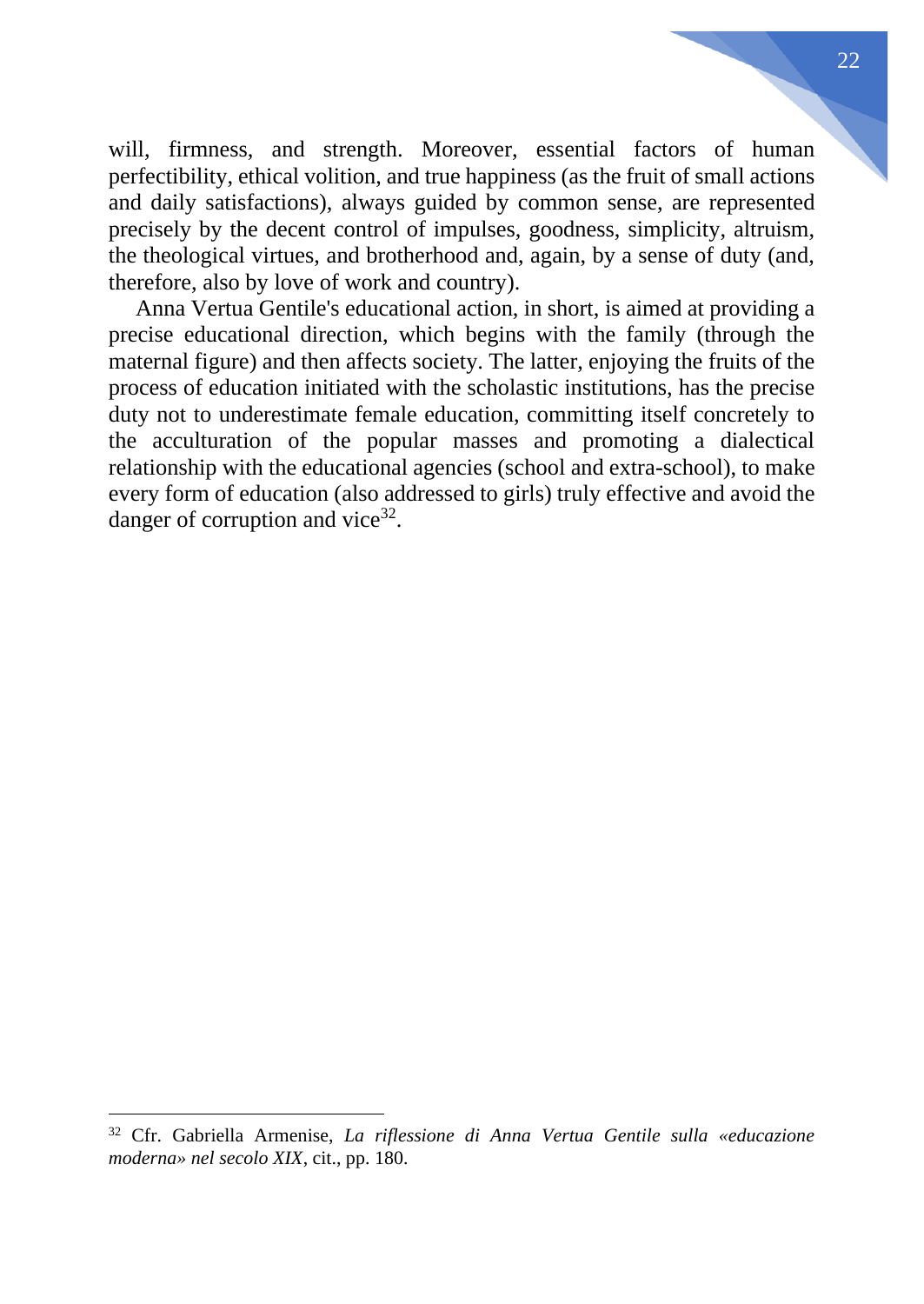will, firmness, and strength. Moreover, essential factors of human perfectibility, ethical volition, and true happiness (as the fruit of small actions and daily satisfactions), always guided by common sense, are represented precisely by the decent control of impulses, goodness, simplicity, altruism, the theological virtues, and brotherhood and, again, by a sense of duty (and, therefore, also by love of work and country).

Anna Vertua Gentile's educational action, in short, is aimed at providing a precise educational direction, which begins with the family (through the maternal figure) and then affects society. The latter, enjoying the fruits of the process of education initiated with the scholastic institutions, has the precise duty not to underestimate female education, committing itself concretely to the acculturation of the popular masses and promoting a dialectical relationship with the educational agencies (school and extra-school), to make every form of education (also addressed to girls) truly effective and avoid the danger of corruption and vice[32].

---

[32] Cfr. Gabriella Armenise, *La riflessione di Anna Vertua Gentile sulla «educazione moderna» nel secolo XIX*, cit., pp. 180.